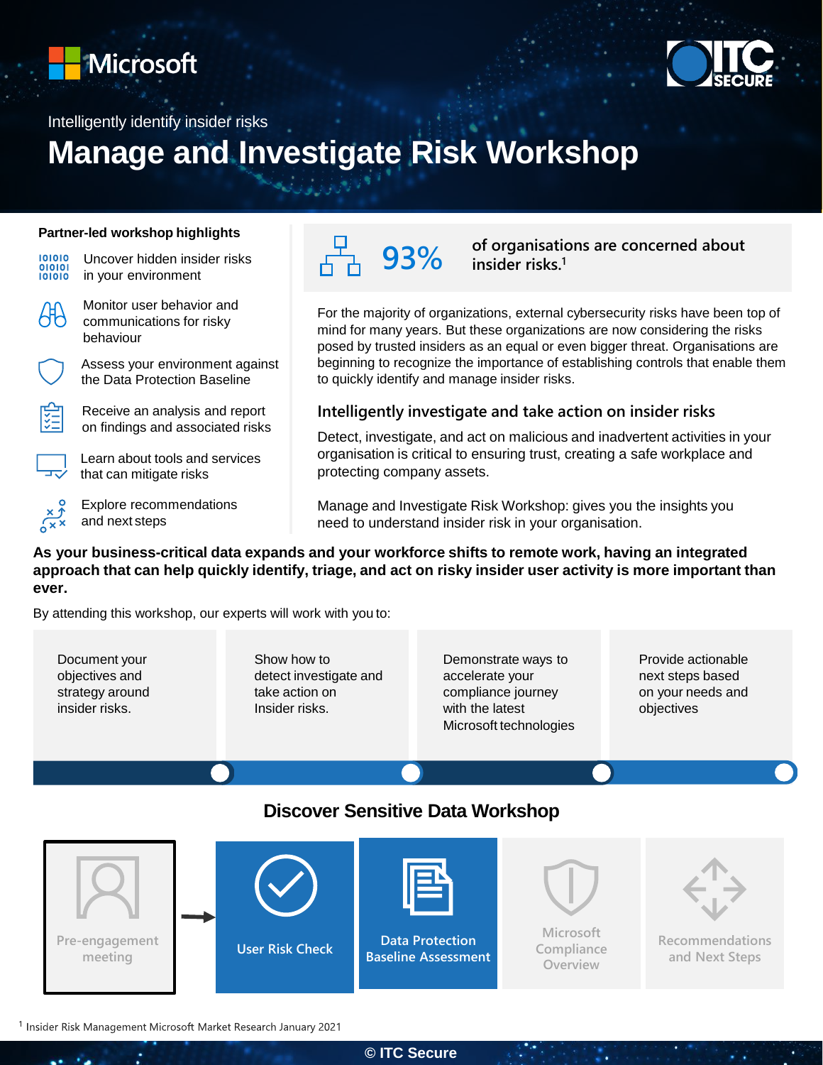Microsoft

ITC SECURE

Intelligently identify insider risks

# Manage and Investigate Risk Workshop

**Partner-led workshop highlights**

- Uncover hidden insider risks in your environment
- Monitor user behavior and communications for risky behaviour
- Assess your environment against the Data Protection Baseline
- Receive an analysis and report on findings and associated risks
- Learn about tools and services that can mitigate risks
- Explore recommendations and next steps

**93%** of organisations are concerned about insider risks.[1]

For the majority of organizations, external cybersecurity risks have been top of mind for many years. But these organizations are now considering the risks posed by trusted insiders as an equal or even bigger threat. Organisations are beginning to recognize the importance of establishing controls that enable them to quickly identify and manage insider risks.

## Intelligently investigate and take action on insider risks

Detect, investigate, and act on malicious and inadvertent activities in your organisation is critical to ensuring trust, creating a safe workplace and protecting company assets.

Manage and Investigate Risk Workshop: gives you the insights you need to understand insider risk in your organisation.

**As your business-critical data expands and your workforce shifts to remote work, having an integrated approach that can help quickly identify, triage, and act on risky insider user activity is more important than ever.**

By attending this workshop, our experts will work with you to:

- Document your objectives and strategy around insider risks.
- Show how to detect investigate and take action on Insider risks.
- Demonstrate ways to accelerate your compliance journey with the latest Microsoft technologies
- Provide actionable next steps based on your needs and objectives

## Discover Sensitive Data Workshop

Pre-engagement meeting → User Risk Check → Data Protection Baseline Assessment → Microsoft Compliance Overview → Recommendations and Next Steps

[1] Insider Risk Management Microsoft Market Research January 2021

© ITC Secure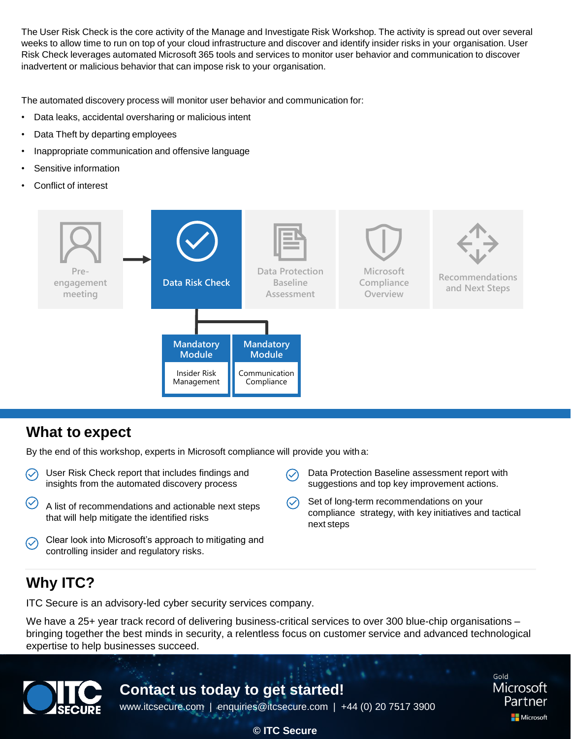The User Risk Check is the core activity of the Manage and Investigate Risk Workshop. The activity is spread out over several weeks to allow time to run on top of your cloud infrastructure and discover and identify insider risks in your organisation. User Risk Check leverages automated Microsoft 365 tools and services to monitor user behavior and communication to discover inadvertent or malicious behavior that can impose risk to your organisation.

The automated discovery process will monitor user behavior and communication for:

- Data leaks, accidental oversharing or malicious intent
- Data Theft by departing employees
- Inappropriate communication and offensive language
- Sensitive information
- Conflict of interest

Pre-engagement meeting

Data Risk Check

Data Protection Baseline Assessment

Microsoft Compliance Overview

Recommendations and Next Steps

Mandatory Module

Insider Risk Management

Mandatory Module

Communication Compliance

## What to expect

By the end of this workshop, experts in Microsoft compliance will provide you with a:

- User Risk Check report that includes findings and insights from the automated discovery process
- A list of recommendations and actionable next steps that will help mitigate the identified risks
- Clear look into Microsoft's approach to mitigating and controlling insider and regulatory risks.
- Data Protection Baseline assessment report with suggestions and top key improvement actions.
- Set of long-term recommendations on your compliance strategy, with key initiatives and tactical next steps

## Why ITC?

ITC Secure is an advisory-led cyber security services company.

We have a 25+ year track record of delivering business-critical services to over 300 blue-chip organisations – bringing together the best minds in security, a relentless focus on customer service and advanced technological expertise to help businesses succeed.

**Contact us today to get started!**

www.itcsecure.com | enquiries@itcsecure.com | +44 (0) 20 7517 3900

Gold Microsoft Partner

**© ITC Secure**